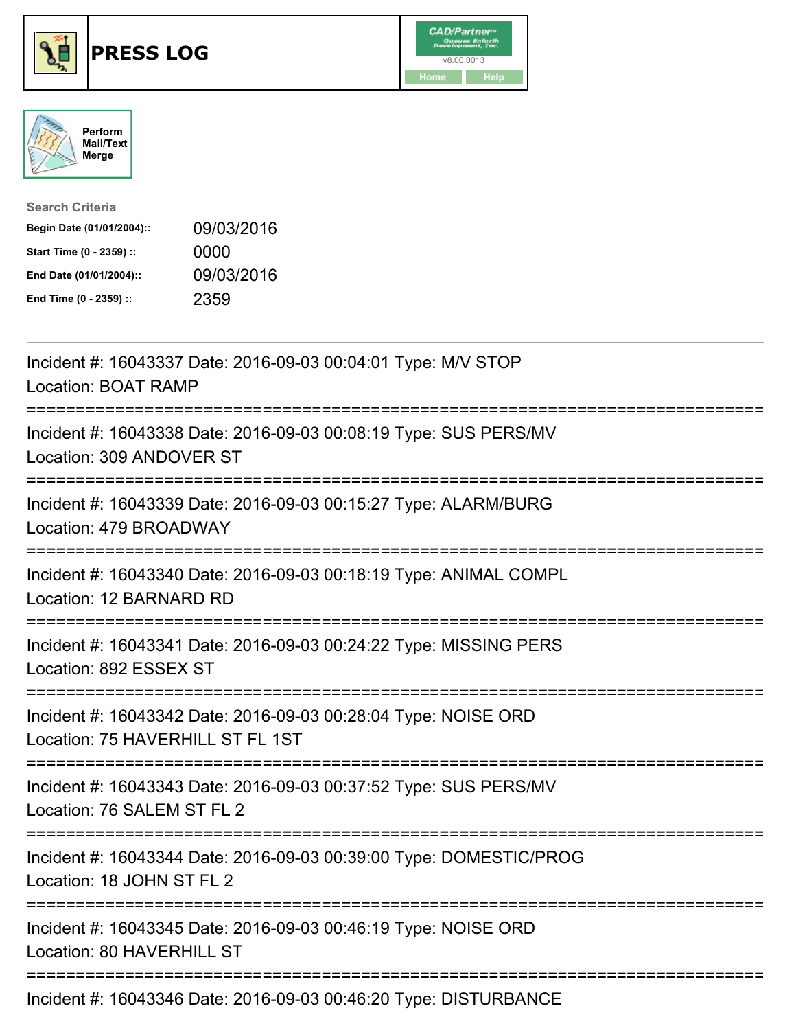# PRESS LOG

CAD/Partner
v8.00.0013
Home Help

Perform Mail/Text Merge

Search Criteria

| | |
|---|---|
| **Begin Date (01/01/2004)::** | 09/03/2016 |
| **Start Time (0 - 2359) ::** | 0000 |
| **End Date (01/01/2004)::** | 09/03/2016 |
| **End Time (0 - 2359) ::** | 2359 |

---

Incident #: 16043337 Date: 2016-09-03 00:04:01 Type: M/V STOP
Location: BOAT RAMP
===========================================================================
Incident #: 16043338 Date: 2016-09-03 00:08:19 Type: SUS PERS/MV
Location: 309 ANDOVER ST
===========================================================================
Incident #: 16043339 Date: 2016-09-03 00:15:27 Type: ALARM/BURG
Location: 479 BROADWAY
===========================================================================
Incident #: 16043340 Date: 2016-09-03 00:18:19 Type: ANIMAL COMPL
Location: 12 BARNARD RD
===========================================================================
Incident #: 16043341 Date: 2016-09-03 00:24:22 Type: MISSING PERS
Location: 892 ESSEX ST
===========================================================================
Incident #: 16043342 Date: 2016-09-03 00:28:04 Type: NOISE ORD
Location: 75 HAVERHILL ST FL 1ST
===========================================================================
Incident #: 16043343 Date: 2016-09-03 00:37:52 Type: SUS PERS/MV
Location: 76 SALEM ST FL 2
===========================================================================
Incident #: 16043344 Date: 2016-09-03 00:39:00 Type: DOMESTIC/PROG
Location: 18 JOHN ST FL 2
===========================================================================
Incident #: 16043345 Date: 2016-09-03 00:46:19 Type: NOISE ORD
Location: 80 HAVERHILL ST
===========================================================================
Incident #: 16043346 Date: 2016-09-03 00:46:20 Type: DISTURBANCE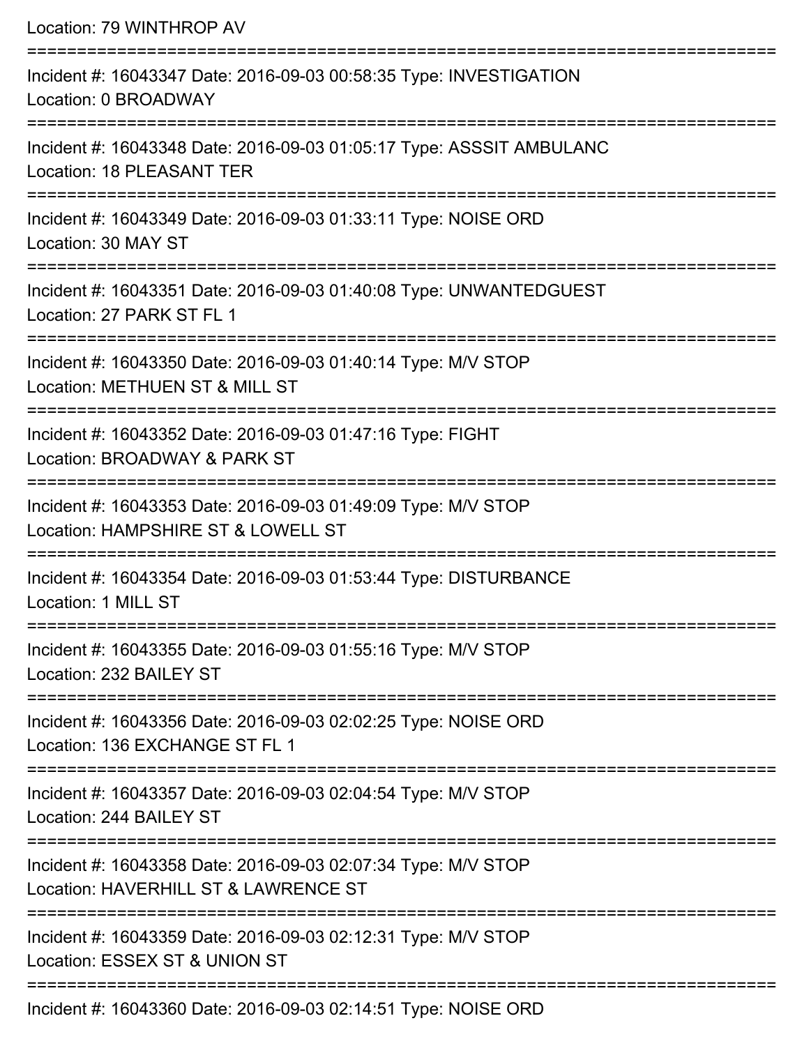Location: 79 WINTHROP AV

===========================================================================

Incident #: 16043347 Date: 2016-09-03 00:58:35 Type: INVESTIGATION
Location: 0 BROADWAY

===========================================================================

Incident #: 16043348 Date: 2016-09-03 01:05:17 Type: ASSSIT AMBULANC
Location: 18 PLEASANT TER

===========================================================================

Incident #: 16043349 Date: 2016-09-03 01:33:11 Type: NOISE ORD
Location: 30 MAY ST

===========================================================================

Incident #: 16043351 Date: 2016-09-03 01:40:08 Type: UNWANTEDGUEST
Location: 27 PARK ST FL 1

===========================================================================

Incident #: 16043350 Date: 2016-09-03 01:40:14 Type: M/V STOP
Location: METHUEN ST & MILL ST

===========================================================================

Incident #: 16043352 Date: 2016-09-03 01:47:16 Type: FIGHT
Location: BROADWAY & PARK ST

===========================================================================

Incident #: 16043353 Date: 2016-09-03 01:49:09 Type: M/V STOP
Location: HAMPSHIRE ST & LOWELL ST

===========================================================================

Incident #: 16043354 Date: 2016-09-03 01:53:44 Type: DISTURBANCE
Location: 1 MILL ST

===========================================================================

Incident #: 16043355 Date: 2016-09-03 01:55:16 Type: M/V STOP
Location: 232 BAILEY ST

===========================================================================

Incident #: 16043356 Date: 2016-09-03 02:02:25 Type: NOISE ORD
Location: 136 EXCHANGE ST FL 1

===========================================================================

Incident #: 16043357 Date: 2016-09-03 02:04:54 Type: M/V STOP
Location: 244 BAILEY ST

===========================================================================

Incident #: 16043358 Date: 2016-09-03 02:07:34 Type: M/V STOP
Location: HAVERHILL ST & LAWRENCE ST

===========================================================================

Incident #: 16043359 Date: 2016-09-03 02:12:31 Type: M/V STOP
Location: ESSEX ST & UNION ST

===========================================================================

Incident #: 16043360 Date: 2016-09-03 02:14:51 Type: NOISE ORD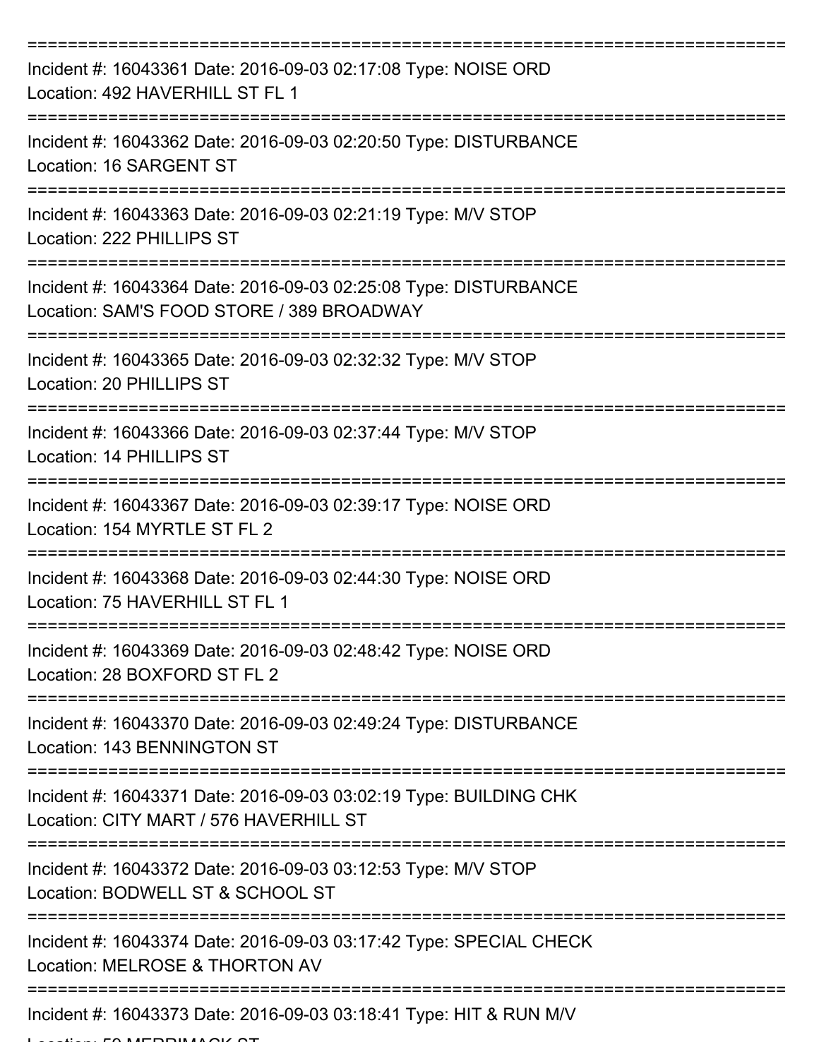Incident #: 16043361 Date: 2016-09-03 02:17:08 Type: NOISE ORD
Location: 492 HAVERHILL ST FL 1

Incident #: 16043362 Date: 2016-09-03 02:20:50 Type: DISTURBANCE
Location: 16 SARGENT ST

Incident #: 16043363 Date: 2016-09-03 02:21:19 Type: M/V STOP
Location: 222 PHILLIPS ST

Incident #: 16043364 Date: 2016-09-03 02:25:08 Type: DISTURBANCE
Location: SAM'S FOOD STORE / 389 BROADWAY

Incident #: 16043365 Date: 2016-09-03 02:32:32 Type: M/V STOP
Location: 20 PHILLIPS ST

Incident #: 16043366 Date: 2016-09-03 02:37:44 Type: M/V STOP
Location: 14 PHILLIPS ST

Incident #: 16043367 Date: 2016-09-03 02:39:17 Type: NOISE ORD
Location: 154 MYRTLE ST FL 2

Incident #: 16043368 Date: 2016-09-03 02:44:30 Type: NOISE ORD
Location: 75 HAVERHILL ST FL 1

Incident #: 16043369 Date: 2016-09-03 02:48:42 Type: NOISE ORD
Location: 28 BOXFORD ST FL 2

Incident #: 16043370 Date: 2016-09-03 02:49:24 Type: DISTURBANCE
Location: 143 BENNINGTON ST

Incident #: 16043371 Date: 2016-09-03 03:02:19 Type: BUILDING CHK
Location: CITY MART / 576 HAVERHILL ST

Incident #: 16043372 Date: 2016-09-03 03:12:53 Type: M/V STOP
Location: BODWELL ST & SCHOOL ST

Incident #: 16043374 Date: 2016-09-03 03:17:42 Type: SPECIAL CHECK
Location: MELROSE & THORTON AV

Incident #: 16043373 Date: 2016-09-03 03:18:41 Type: HIT & RUN M/V
Location: 50 MERRIMACK ST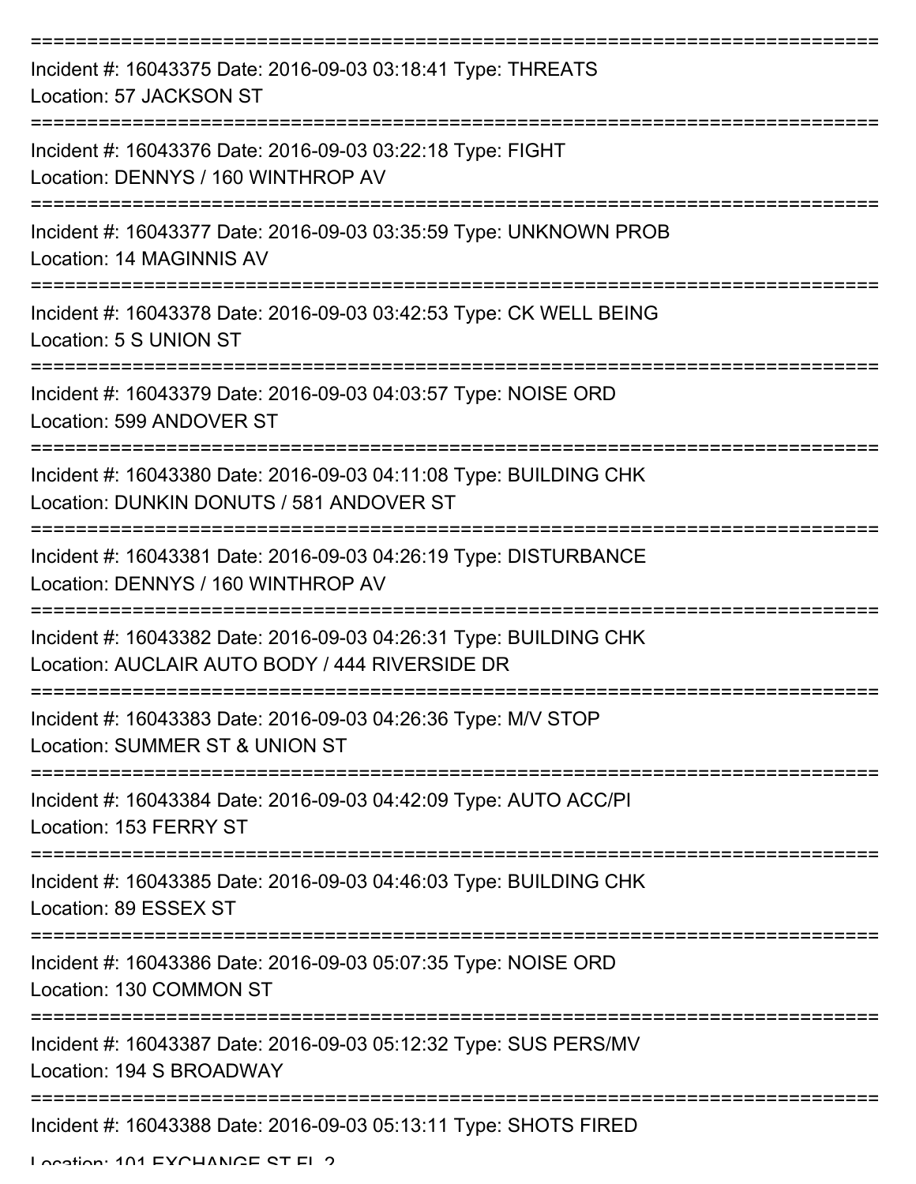===========================================================================

Incident #: 16043375 Date: 2016-09-03 03:18:41 Type: THREATS
Location: 57 JACKSON ST

===========================================================================

Incident #: 16043376 Date: 2016-09-03 03:22:18 Type: FIGHT
Location: DENNYS / 160 WINTHROP AV

===========================================================================

Incident #: 16043377 Date: 2016-09-03 03:35:59 Type: UNKNOWN PROB
Location: 14 MAGINNIS AV

===========================================================================

Incident #: 16043378 Date: 2016-09-03 03:42:53 Type: CK WELL BEING
Location: 5 S UNION ST

===========================================================================

Incident #: 16043379 Date: 2016-09-03 04:03:57 Type: NOISE ORD
Location: 599 ANDOVER ST

===========================================================================

Incident #: 16043380 Date: 2016-09-03 04:11:08 Type: BUILDING CHK
Location: DUNKIN DONUTS / 581 ANDOVER ST

===========================================================================

Incident #: 16043381 Date: 2016-09-03 04:26:19 Type: DISTURBANCE
Location: DENNYS / 160 WINTHROP AV

===========================================================================

Incident #: 16043382 Date: 2016-09-03 04:26:31 Type: BUILDING CHK
Location: AUCLAIR AUTO BODY / 444 RIVERSIDE DR

===========================================================================

Incident #: 16043383 Date: 2016-09-03 04:26:36 Type: M/V STOP
Location: SUMMER ST & UNION ST

===========================================================================

Incident #: 16043384 Date: 2016-09-03 04:42:09 Type: AUTO ACC/PI
Location: 153 FERRY ST

===========================================================================

Incident #: 16043385 Date: 2016-09-03 04:46:03 Type: BUILDING CHK
Location: 89 ESSEX ST

===========================================================================

Incident #: 16043386 Date: 2016-09-03 05:07:35 Type: NOISE ORD
Location: 130 COMMON ST

===========================================================================

Incident #: 16043387 Date: 2016-09-03 05:12:32 Type: SUS PERS/MV
Location: 194 S BROADWAY

===========================================================================

Incident #: 16043388 Date: 2016-09-03 05:13:11 Type: SHOTS FIRED
Location: 101 EXCHANGE ST FL 2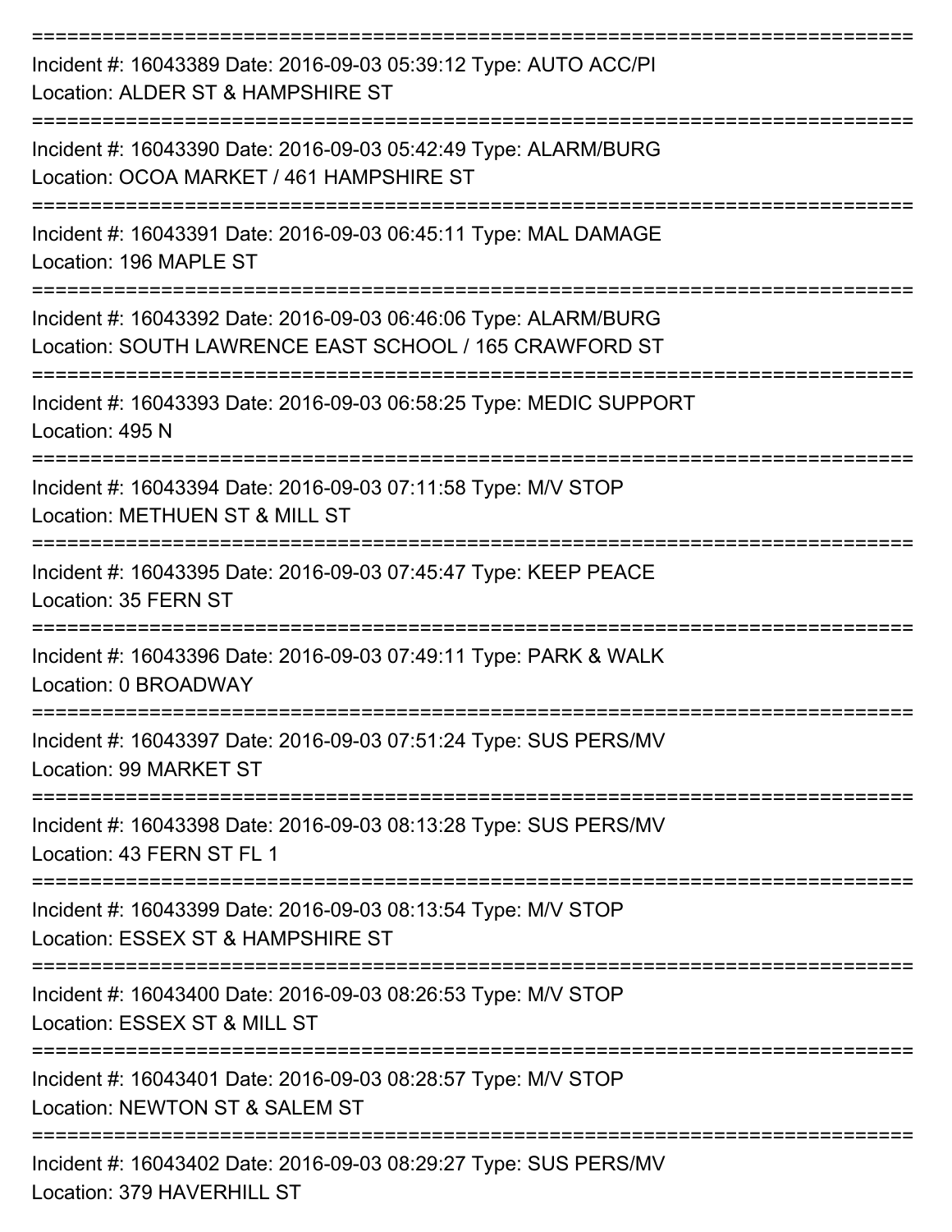===========================================================================

Incident #: 16043389 Date: 2016-09-03 05:39:12 Type: AUTO ACC/PI
Location: ALDER ST & HAMPSHIRE ST

===========================================================================

Incident #: 16043390 Date: 2016-09-03 05:42:49 Type: ALARM/BURG
Location: OCOA MARKET / 461 HAMPSHIRE ST

===========================================================================

Incident #: 16043391 Date: 2016-09-03 06:45:11 Type: MAL DAMAGE
Location: 196 MAPLE ST

===========================================================================

Incident #: 16043392 Date: 2016-09-03 06:46:06 Type: ALARM/BURG
Location: SOUTH LAWRENCE EAST SCHOOL / 165 CRAWFORD ST

===========================================================================

Incident #: 16043393 Date: 2016-09-03 06:58:25 Type: MEDIC SUPPORT
Location: 495 N

===========================================================================

Incident #: 16043394 Date: 2016-09-03 07:11:58 Type: M/V STOP
Location: METHUEN ST & MILL ST

===========================================================================

Incident #: 16043395 Date: 2016-09-03 07:45:47 Type: KEEP PEACE
Location: 35 FERN ST

===========================================================================

Incident #: 16043396 Date: 2016-09-03 07:49:11 Type: PARK & WALK
Location: 0 BROADWAY

===========================================================================

Incident #: 16043397 Date: 2016-09-03 07:51:24 Type: SUS PERS/MV
Location: 99 MARKET ST

===========================================================================

Incident #: 16043398 Date: 2016-09-03 08:13:28 Type: SUS PERS/MV
Location: 43 FERN ST FL 1

===========================================================================

Incident #: 16043399 Date: 2016-09-03 08:13:54 Type: M/V STOP
Location: ESSEX ST & HAMPSHIRE ST

===========================================================================

Incident #: 16043400 Date: 2016-09-03 08:26:53 Type: M/V STOP
Location: ESSEX ST & MILL ST

===========================================================================

Incident #: 16043401 Date: 2016-09-03 08:28:57 Type: M/V STOP
Location: NEWTON ST & SALEM ST

===========================================================================

Incident #: 16043402 Date: 2016-09-03 08:29:27 Type: SUS PERS/MV
Location: 379 HAVERHILL ST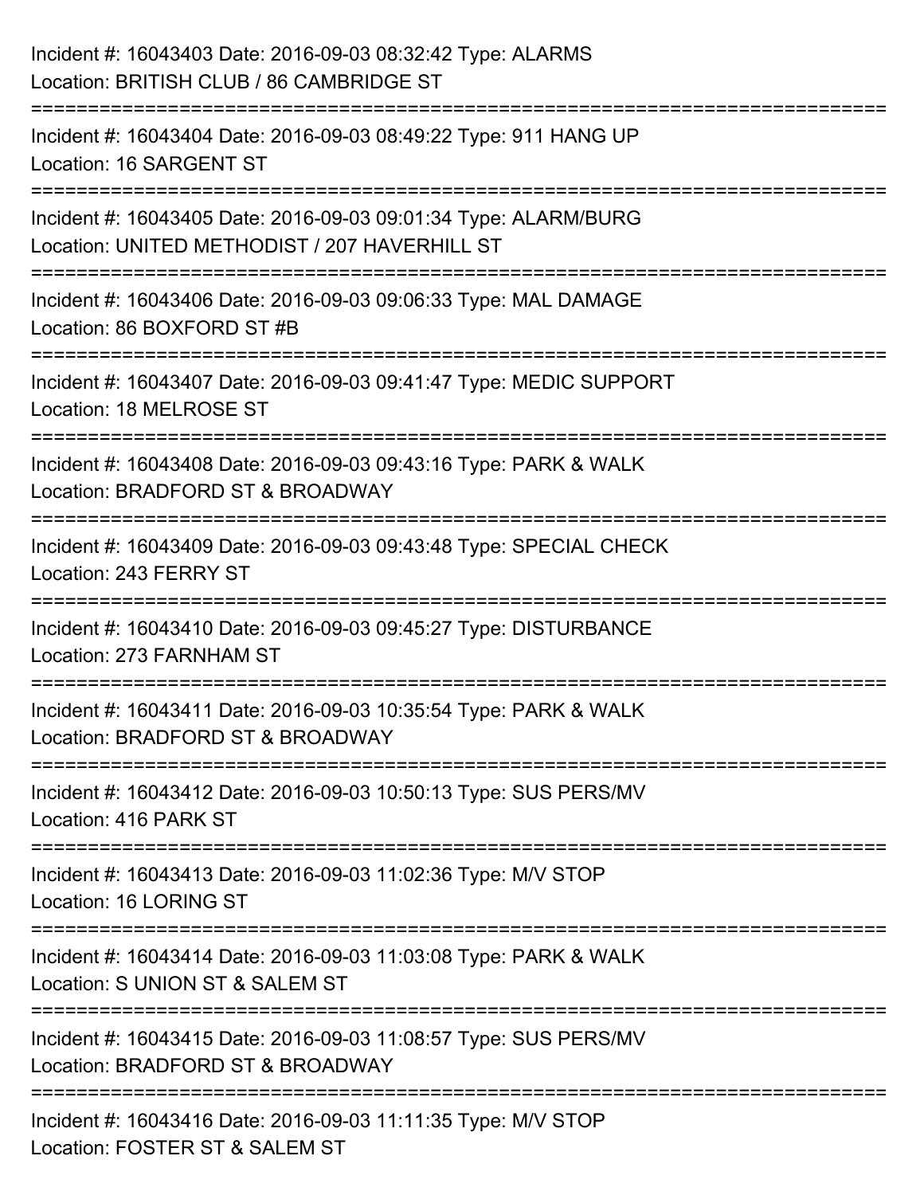Incident #: 16043403 Date: 2016-09-03 08:32:42 Type: ALARMS
Location: BRITISH CLUB / 86 CAMBRIDGE ST

===========================================================================

Incident #: 16043404 Date: 2016-09-03 08:49:22 Type: 911 HANG UP
Location: 16 SARGENT ST

===========================================================================

Incident #: 16043405 Date: 2016-09-03 09:01:34 Type: ALARM/BURG
Location: UNITED METHODIST / 207 HAVERHILL ST

===========================================================================

Incident #: 16043406 Date: 2016-09-03 09:06:33 Type: MAL DAMAGE
Location: 86 BOXFORD ST #B

===========================================================================

Incident #: 16043407 Date: 2016-09-03 09:41:47 Type: MEDIC SUPPORT
Location: 18 MELROSE ST

===========================================================================

Incident #: 16043408 Date: 2016-09-03 09:43:16 Type: PARK & WALK
Location: BRADFORD ST & BROADWAY

===========================================================================

Incident #: 16043409 Date: 2016-09-03 09:43:48 Type: SPECIAL CHECK
Location: 243 FERRY ST

===========================================================================

Incident #: 16043410 Date: 2016-09-03 09:45:27 Type: DISTURBANCE
Location: 273 FARNHAM ST

===========================================================================

Incident #: 16043411 Date: 2016-09-03 10:35:54 Type: PARK & WALK
Location: BRADFORD ST & BROADWAY

===========================================================================

Incident #: 16043412 Date: 2016-09-03 10:50:13 Type: SUS PERS/MV
Location: 416 PARK ST

===========================================================================

Incident #: 16043413 Date: 2016-09-03 11:02:36 Type: M/V STOP
Location: 16 LORING ST

===========================================================================

Incident #: 16043414 Date: 2016-09-03 11:03:08 Type: PARK & WALK
Location: S UNION ST & SALEM ST

===========================================================================

Incident #: 16043415 Date: 2016-09-03 11:08:57 Type: SUS PERS/MV
Location: BRADFORD ST & BROADWAY

===========================================================================

Incident #: 16043416 Date: 2016-09-03 11:11:35 Type: M/V STOP
Location: FOSTER ST & SALEM ST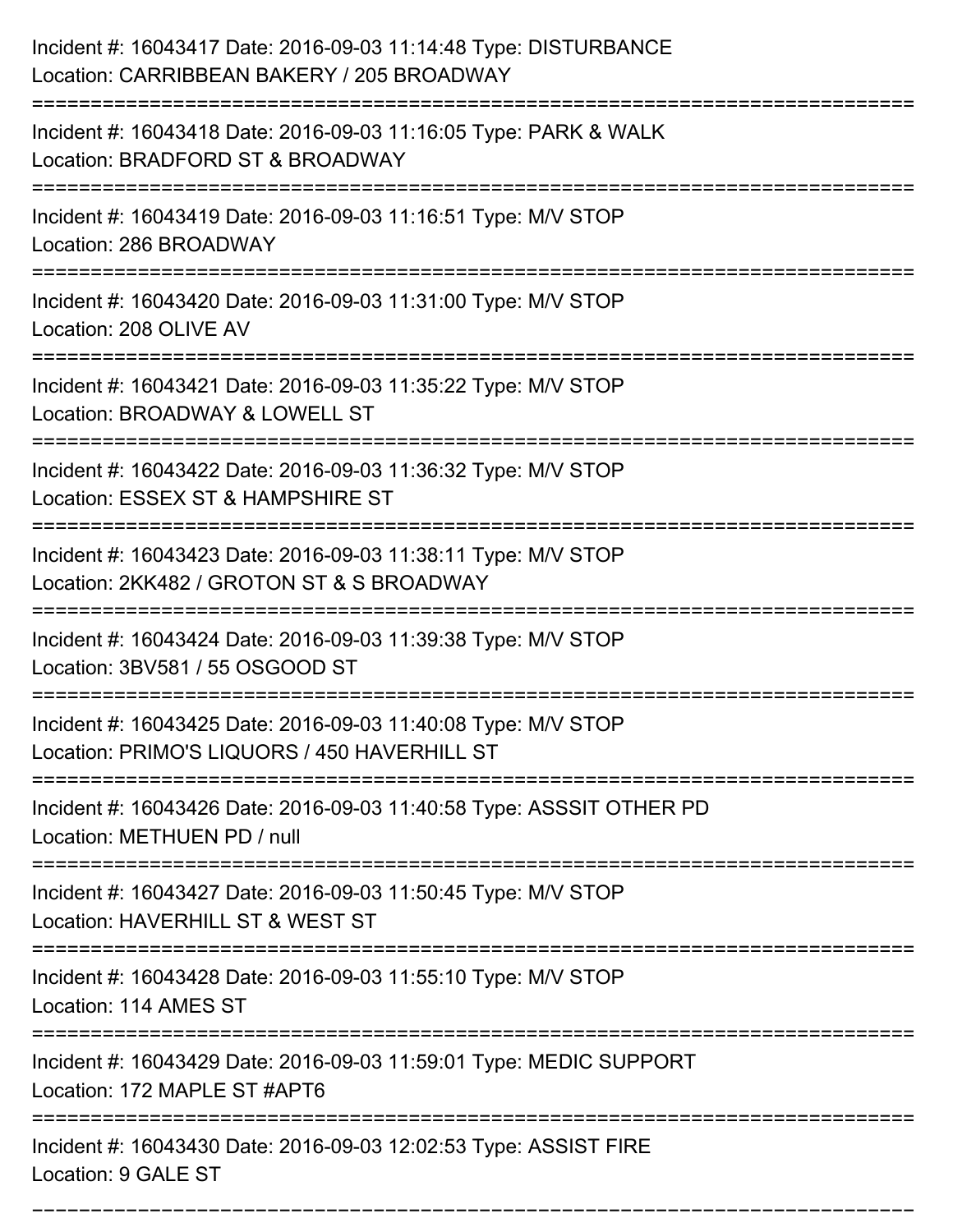Incident #: 16043417 Date: 2016-09-03 11:14:48 Type: DISTURBANCE
Location: CARRIBBEAN BAKERY / 205 BROADWAY

===========================================================================

Incident #: 16043418 Date: 2016-09-03 11:16:05 Type: PARK & WALK
Location: BRADFORD ST & BROADWAY

===========================================================================

Incident #: 16043419 Date: 2016-09-03 11:16:51 Type: M/V STOP
Location: 286 BROADWAY

===========================================================================

Incident #: 16043420 Date: 2016-09-03 11:31:00 Type: M/V STOP
Location: 208 OLIVE AV

===========================================================================

Incident #: 16043421 Date: 2016-09-03 11:35:22 Type: M/V STOP
Location: BROADWAY & LOWELL ST

===========================================================================

Incident #: 16043422 Date: 2016-09-03 11:36:32 Type: M/V STOP
Location: ESSEX ST & HAMPSHIRE ST

===========================================================================

Incident #: 16043423 Date: 2016-09-03 11:38:11 Type: M/V STOP
Location: 2KK482 / GROTON ST & S BROADWAY

===========================================================================

Incident #: 16043424 Date: 2016-09-03 11:39:38 Type: M/V STOP
Location: 3BV581 / 55 OSGOOD ST

===========================================================================

Incident #: 16043425 Date: 2016-09-03 11:40:08 Type: M/V STOP
Location: PRIMO'S LIQUORS / 450 HAVERHILL ST

===========================================================================

Incident #: 16043426 Date: 2016-09-03 11:40:58 Type: ASSSIT OTHER PD
Location: METHUEN PD / null

===========================================================================

Incident #: 16043427 Date: 2016-09-03 11:50:45 Type: M/V STOP
Location: HAVERHILL ST & WEST ST

===========================================================================

Incident #: 16043428 Date: 2016-09-03 11:55:10 Type: M/V STOP
Location: 114 AMES ST

===========================================================================

Incident #: 16043429 Date: 2016-09-03 11:59:01 Type: MEDIC SUPPORT
Location: 172 MAPLE ST #APT6

===========================================================================

Incident #: 16043430 Date: 2016-09-03 12:02:53 Type: ASSIST FIRE
Location: 9 GALE ST

===========================================================================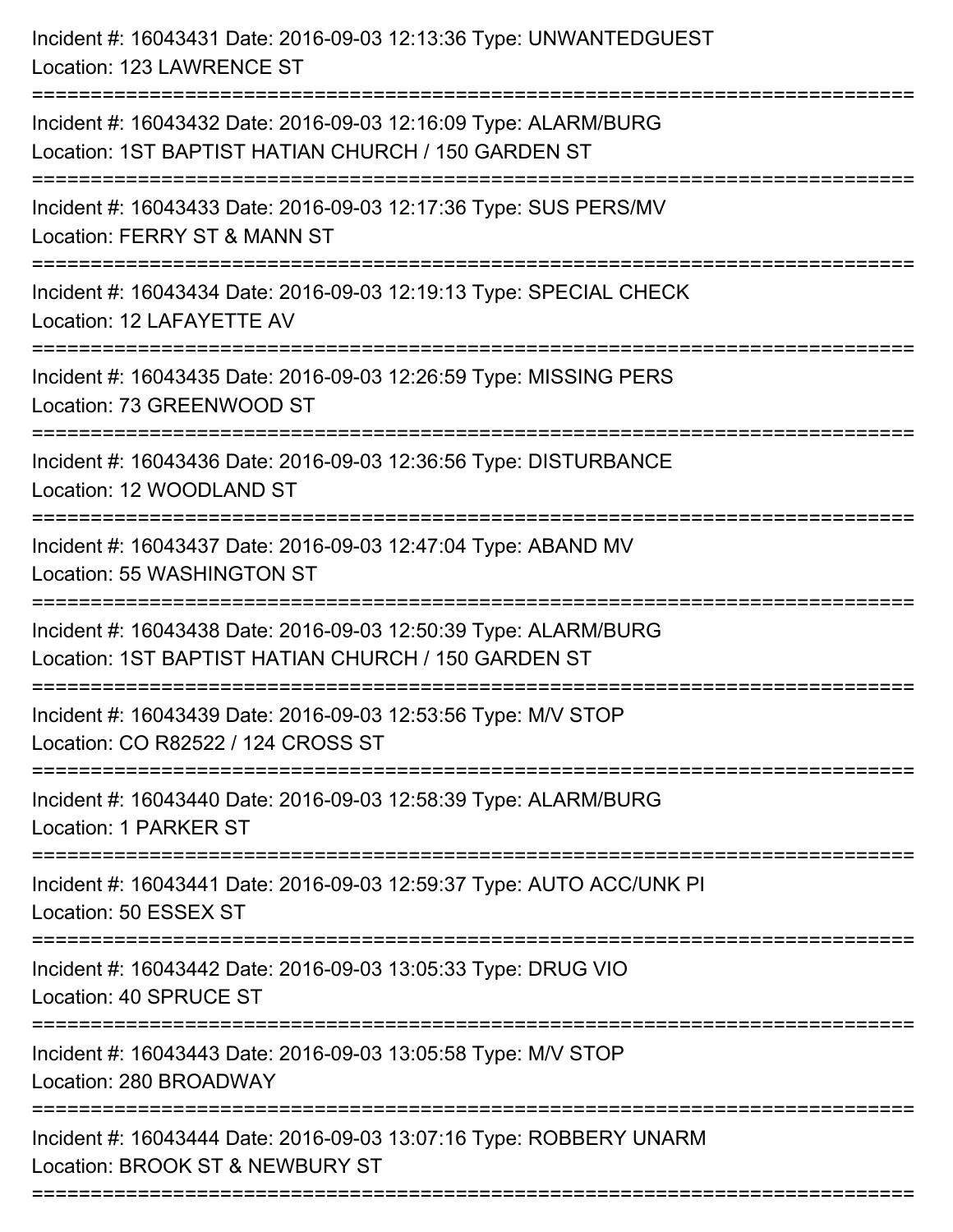Incident #: 16043431 Date: 2016-09-03 12:13:36 Type: UNWANTEDGUEST
Location: 123 LAWRENCE ST

===========================================================================

Incident #: 16043432 Date: 2016-09-03 12:16:09 Type: ALARM/BURG
Location: 1ST BAPTIST HATIAN CHURCH / 150 GARDEN ST

===========================================================================

Incident #: 16043433 Date: 2016-09-03 12:17:36 Type: SUS PERS/MV
Location: FERRY ST & MANN ST

===========================================================================

Incident #: 16043434 Date: 2016-09-03 12:19:13 Type: SPECIAL CHECK
Location: 12 LAFAYETTE AV

===========================================================================

Incident #: 16043435 Date: 2016-09-03 12:26:59 Type: MISSING PERS
Location: 73 GREENWOOD ST

===========================================================================

Incident #: 16043436 Date: 2016-09-03 12:36:56 Type: DISTURBANCE
Location: 12 WOODLAND ST

===========================================================================

Incident #: 16043437 Date: 2016-09-03 12:47:04 Type: ABAND MV
Location: 55 WASHINGTON ST

===========================================================================

Incident #: 16043438 Date: 2016-09-03 12:50:39 Type: ALARM/BURG
Location: 1ST BAPTIST HATIAN CHURCH / 150 GARDEN ST

===========================================================================

Incident #: 16043439 Date: 2016-09-03 12:53:56 Type: M/V STOP
Location: CO R82522 / 124 CROSS ST

===========================================================================

Incident #: 16043440 Date: 2016-09-03 12:58:39 Type: ALARM/BURG
Location: 1 PARKER ST

===========================================================================

Incident #: 16043441 Date: 2016-09-03 12:59:37 Type: AUTO ACC/UNK PI
Location: 50 ESSEX ST

===========================================================================

Incident #: 16043442 Date: 2016-09-03 13:05:33 Type: DRUG VIO
Location: 40 SPRUCE ST

===========================================================================

Incident #: 16043443 Date: 2016-09-03 13:05:58 Type: M/V STOP
Location: 280 BROADWAY

===========================================================================

Incident #: 16043444 Date: 2016-09-03 13:07:16 Type: ROBBERY UNARM
Location: BROOK ST & NEWBURY ST

===========================================================================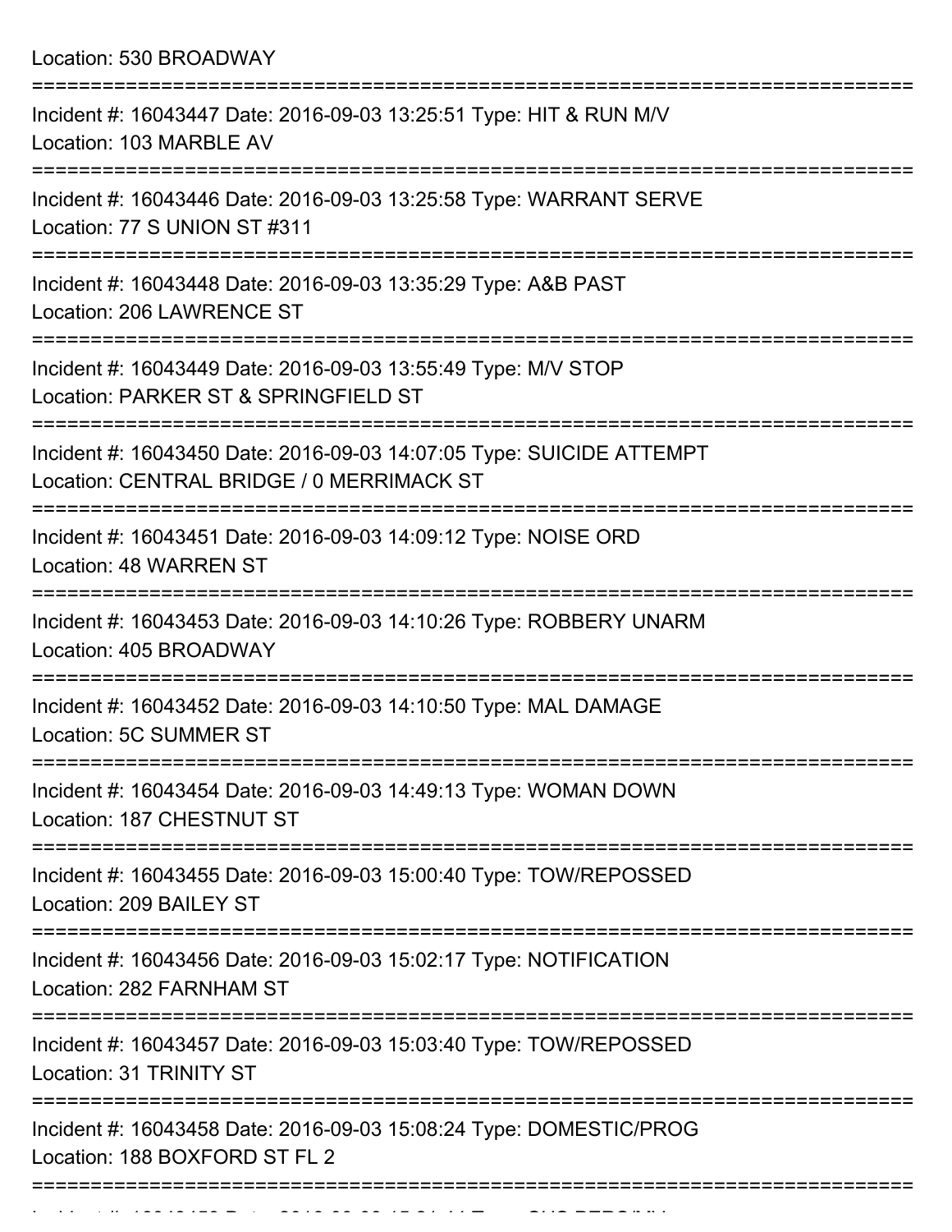Location: 530 BROADWAY

===========================================================================

Incident #: 16043447 Date: 2016-09-03 13:25:51 Type: HIT & RUN M/V
Location: 103 MARBLE AV

===========================================================================

Incident #: 16043446 Date: 2016-09-03 13:25:58 Type: WARRANT SERVE
Location: 77 S UNION ST #311

===========================================================================

Incident #: 16043448 Date: 2016-09-03 13:35:29 Type: A&B PAST
Location: 206 LAWRENCE ST

===========================================================================

Incident #: 16043449 Date: 2016-09-03 13:55:49 Type: M/V STOP
Location: PARKER ST & SPRINGFIELD ST

===========================================================================

Incident #: 16043450 Date: 2016-09-03 14:07:05 Type: SUICIDE ATTEMPT
Location: CENTRAL BRIDGE / 0 MERRIMACK ST

===========================================================================

Incident #: 16043451 Date: 2016-09-03 14:09:12 Type: NOISE ORD
Location: 48 WARREN ST

===========================================================================

Incident #: 16043453 Date: 2016-09-03 14:10:26 Type: ROBBERY UNARM
Location: 405 BROADWAY

===========================================================================

Incident #: 16043452 Date: 2016-09-03 14:10:50 Type: MAL DAMAGE
Location: 5C SUMMER ST

===========================================================================

Incident #: 16043454 Date: 2016-09-03 14:49:13 Type: WOMAN DOWN
Location: 187 CHESTNUT ST

===========================================================================

Incident #: 16043455 Date: 2016-09-03 15:00:40 Type: TOW/REPOSSED
Location: 209 BAILEY ST

===========================================================================

Incident #: 16043456 Date: 2016-09-03 15:02:17 Type: NOTIFICATION
Location: 282 FARNHAM ST

===========================================================================

Incident #: 16043457 Date: 2016-09-03 15:03:40 Type: TOW/REPOSSED
Location: 31 TRINITY ST

===========================================================================

Incident #: 16043458 Date: 2016-09-03 15:08:24 Type: DOMESTIC/PROG
Location: 188 BOXFORD ST FL 2

===========================================================================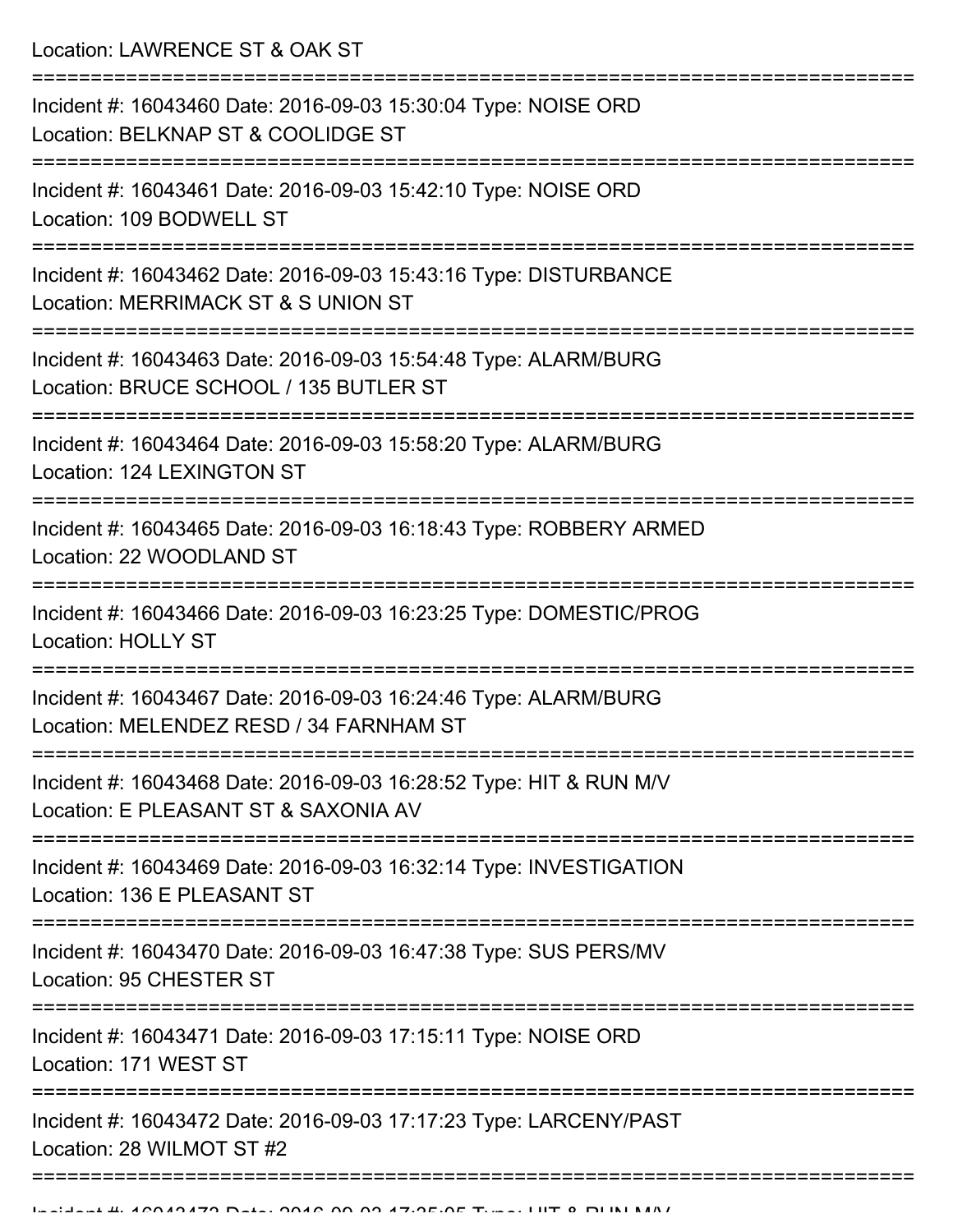Location: LAWRENCE ST & OAK ST

===========================================================================

Incident #: 16043460 Date: 2016-09-03 15:30:04 Type: NOISE ORD
Location: BELKNAP ST & COOLIDGE ST

===========================================================================

Incident #: 16043461 Date: 2016-09-03 15:42:10 Type: NOISE ORD
Location: 109 BODWELL ST

===========================================================================

Incident #: 16043462 Date: 2016-09-03 15:43:16 Type: DISTURBANCE
Location: MERRIMACK ST & S UNION ST

===========================================================================

Incident #: 16043463 Date: 2016-09-03 15:54:48 Type: ALARM/BURG
Location: BRUCE SCHOOL / 135 BUTLER ST

===========================================================================

Incident #: 16043464 Date: 2016-09-03 15:58:20 Type: ALARM/BURG
Location: 124 LEXINGTON ST

===========================================================================

Incident #: 16043465 Date: 2016-09-03 16:18:43 Type: ROBBERY ARMED
Location: 22 WOODLAND ST

===========================================================================

Incident #: 16043466 Date: 2016-09-03 16:23:25 Type: DOMESTIC/PROG
Location: HOLLY ST

===========================================================================

Incident #: 16043467 Date: 2016-09-03 16:24:46 Type: ALARM/BURG
Location: MELENDEZ RESD / 34 FARNHAM ST

===========================================================================

Incident #: 16043468 Date: 2016-09-03 16:28:52 Type: HIT & RUN M/V
Location: E PLEASANT ST & SAXONIA AV

===========================================================================

Incident #: 16043469 Date: 2016-09-03 16:32:14 Type: INVESTIGATION
Location: 136 E PLEASANT ST

===========================================================================

Incident #: 16043470 Date: 2016-09-03 16:47:38 Type: SUS PERS/MV
Location: 95 CHESTER ST

===========================================================================

Incident #: 16043471 Date: 2016-09-03 17:15:11 Type: NOISE ORD
Location: 171 WEST ST

===========================================================================

Incident #: 16043472 Date: 2016-09-03 17:17:23 Type: LARCENY/PAST
Location: 28 WILMOT ST #2

===========================================================================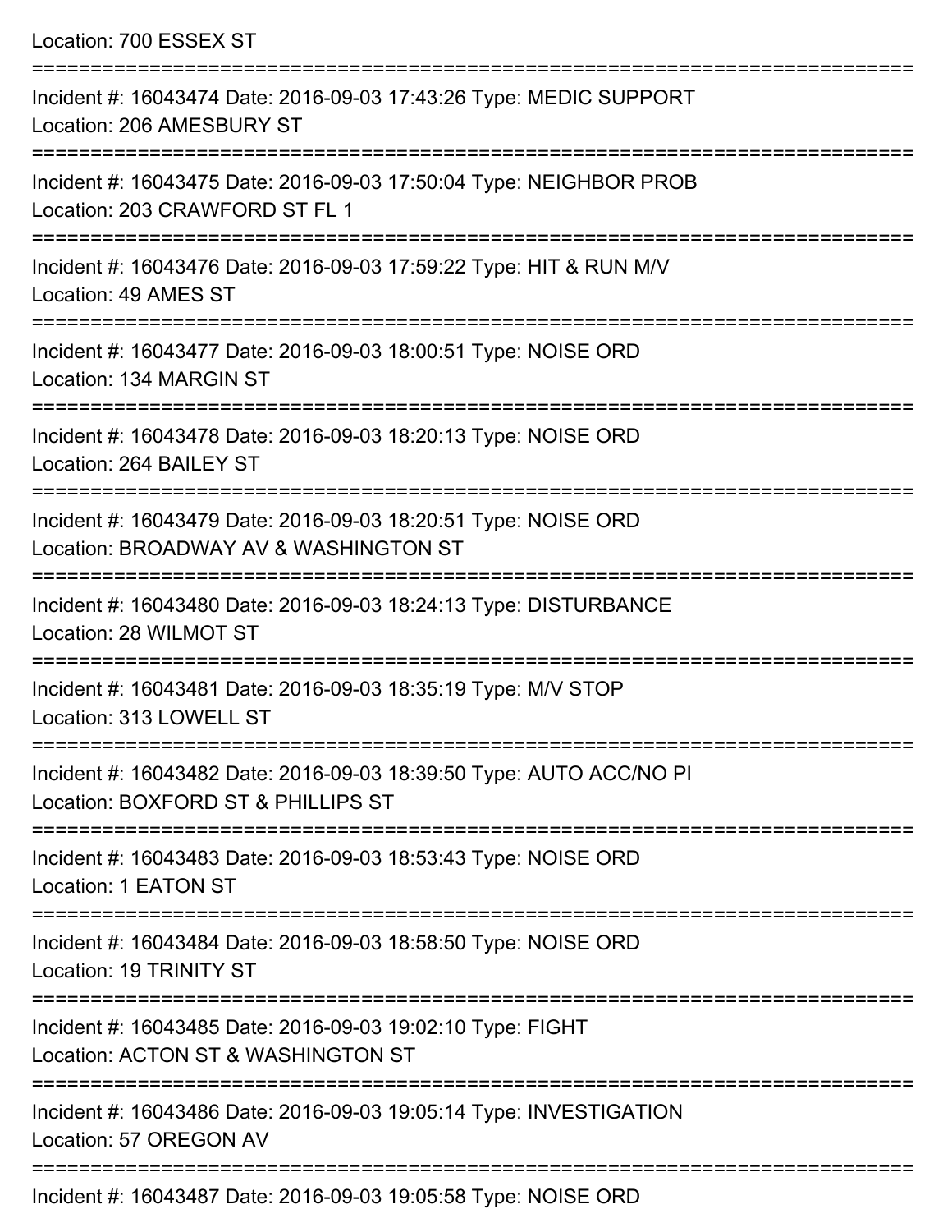Location: 700 ESSEX ST

===========================================================================

Incident #: 16043474 Date: 2016-09-03 17:43:26 Type: MEDIC SUPPORT
Location: 206 AMESBURY ST

===========================================================================

Incident #: 16043475 Date: 2016-09-03 17:50:04 Type: NEIGHBOR PROB
Location: 203 CRAWFORD ST FL 1

===========================================================================

Incident #: 16043476 Date: 2016-09-03 17:59:22 Type: HIT & RUN M/V
Location: 49 AMES ST

===========================================================================

Incident #: 16043477 Date: 2016-09-03 18:00:51 Type: NOISE ORD
Location: 134 MARGIN ST

===========================================================================

Incident #: 16043478 Date: 2016-09-03 18:20:13 Type: NOISE ORD
Location: 264 BAILEY ST

===========================================================================

Incident #: 16043479 Date: 2016-09-03 18:20:51 Type: NOISE ORD
Location: BROADWAY AV & WASHINGTON ST

===========================================================================

Incident #: 16043480 Date: 2016-09-03 18:24:13 Type: DISTURBANCE
Location: 28 WILMOT ST

===========================================================================

Incident #: 16043481 Date: 2016-09-03 18:35:19 Type: M/V STOP
Location: 313 LOWELL ST

===========================================================================

Incident #: 16043482 Date: 2016-09-03 18:39:50 Type: AUTO ACC/NO PI
Location: BOXFORD ST & PHILLIPS ST

===========================================================================

Incident #: 16043483 Date: 2016-09-03 18:53:43 Type: NOISE ORD
Location: 1 EATON ST

===========================================================================

Incident #: 16043484 Date: 2016-09-03 18:58:50 Type: NOISE ORD
Location: 19 TRINITY ST

===========================================================================

Incident #: 16043485 Date: 2016-09-03 19:02:10 Type: FIGHT
Location: ACTON ST & WASHINGTON ST

===========================================================================

Incident #: 16043486 Date: 2016-09-03 19:05:14 Type: INVESTIGATION
Location: 57 OREGON AV

===========================================================================

Incident #: 16043487 Date: 2016-09-03 19:05:58 Type: NOISE ORD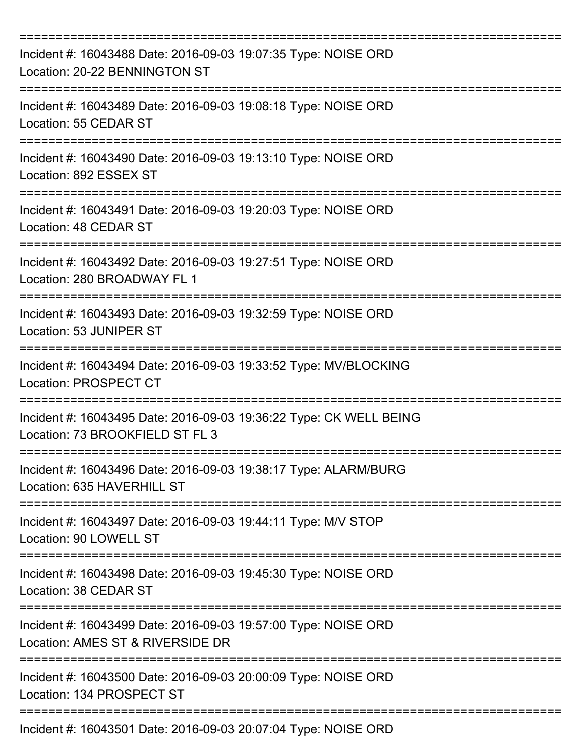===========================================================================

Incident #: 16043488 Date: 2016-09-03 19:07:35 Type: NOISE ORD
Location: 20-22 BENNINGTON ST

===========================================================================

Incident #: 16043489 Date: 2016-09-03 19:08:18 Type: NOISE ORD
Location: 55 CEDAR ST

===========================================================================

Incident #: 16043490 Date: 2016-09-03 19:13:10 Type: NOISE ORD
Location: 892 ESSEX ST

===========================================================================

Incident #: 16043491 Date: 2016-09-03 19:20:03 Type: NOISE ORD
Location: 48 CEDAR ST

===========================================================================

Incident #: 16043492 Date: 2016-09-03 19:27:51 Type: NOISE ORD
Location: 280 BROADWAY FL 1

===========================================================================

Incident #: 16043493 Date: 2016-09-03 19:32:59 Type: NOISE ORD
Location: 53 JUNIPER ST

===========================================================================

Incident #: 16043494 Date: 2016-09-03 19:33:52 Type: MV/BLOCKING
Location: PROSPECT CT

===========================================================================

Incident #: 16043495 Date: 2016-09-03 19:36:22 Type: CK WELL BEING
Location: 73 BROOKFIELD ST FL 3

===========================================================================

Incident #: 16043496 Date: 2016-09-03 19:38:17 Type: ALARM/BURG
Location: 635 HAVERHILL ST

===========================================================================

Incident #: 16043497 Date: 2016-09-03 19:44:11 Type: M/V STOP
Location: 90 LOWELL ST

===========================================================================

Incident #: 16043498 Date: 2016-09-03 19:45:30 Type: NOISE ORD
Location: 38 CEDAR ST

===========================================================================

Incident #: 16043499 Date: 2016-09-03 19:57:00 Type: NOISE ORD
Location: AMES ST & RIVERSIDE DR

===========================================================================

Incident #: 16043500 Date: 2016-09-03 20:00:09 Type: NOISE ORD
Location: 134 PROSPECT ST

===========================================================================

Incident #: 16043501 Date: 2016-09-03 20:07:04 Type: NOISE ORD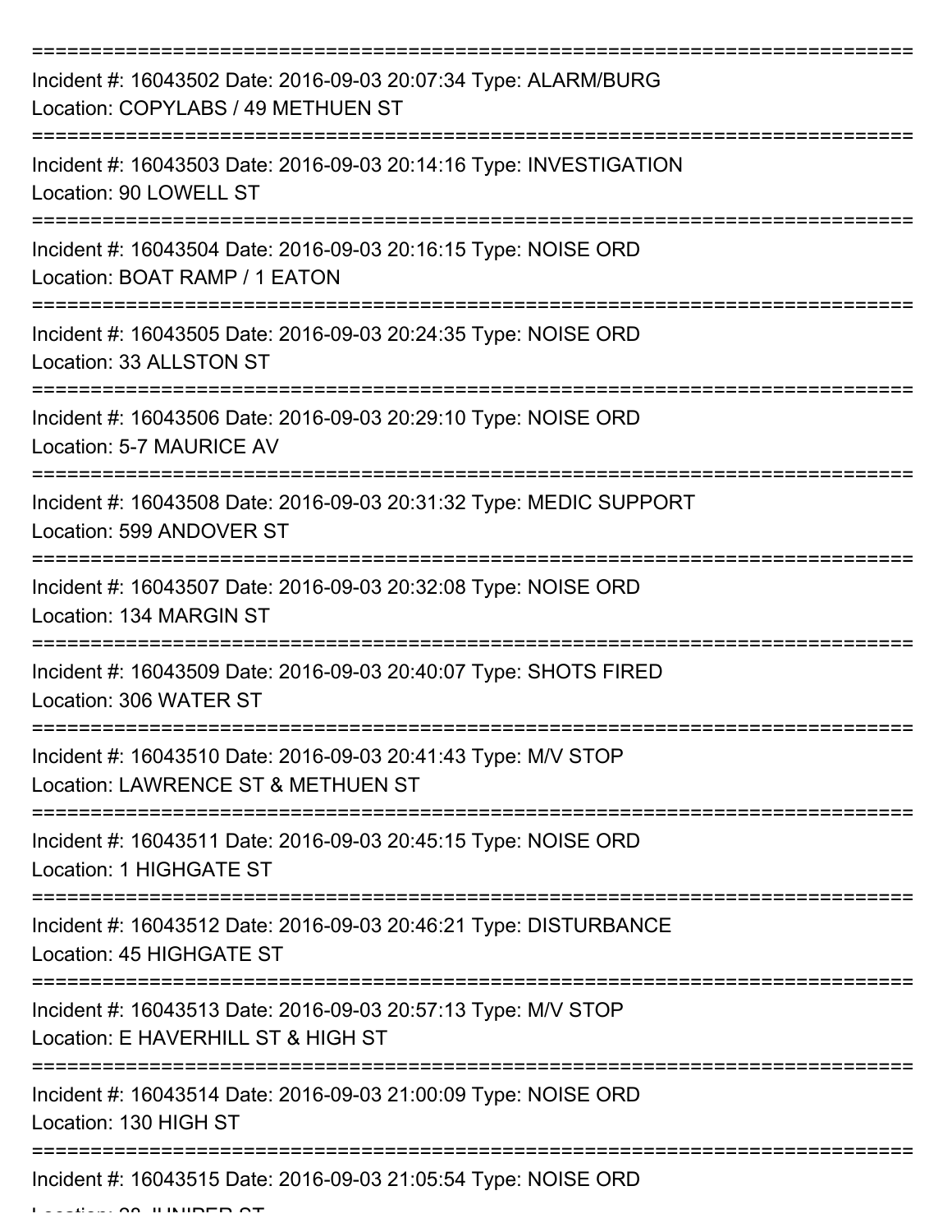===========================================================================

Incident #: 16043502 Date: 2016-09-03 20:07:34 Type: ALARM/BURG
Location: COPYLABS / 49 METHUEN ST

===========================================================================

Incident #: 16043503 Date: 2016-09-03 20:14:16 Type: INVESTIGATION
Location: 90 LOWELL ST

===========================================================================

Incident #: 16043504 Date: 2016-09-03 20:16:15 Type: NOISE ORD
Location: BOAT RAMP / 1 EATON

===========================================================================

Incident #: 16043505 Date: 2016-09-03 20:24:35 Type: NOISE ORD
Location: 33 ALLSTON ST

===========================================================================

Incident #: 16043506 Date: 2016-09-03 20:29:10 Type: NOISE ORD
Location: 5-7 MAURICE AV

===========================================================================

Incident #: 16043508 Date: 2016-09-03 20:31:32 Type: MEDIC SUPPORT
Location: 599 ANDOVER ST

===========================================================================

Incident #: 16043507 Date: 2016-09-03 20:32:08 Type: NOISE ORD
Location: 134 MARGIN ST

===========================================================================

Incident #: 16043509 Date: 2016-09-03 20:40:07 Type: SHOTS FIRED
Location: 306 WATER ST

===========================================================================

Incident #: 16043510 Date: 2016-09-03 20:41:43 Type: M/V STOP
Location: LAWRENCE ST & METHUEN ST

===========================================================================

Incident #: 16043511 Date: 2016-09-03 20:45:15 Type: NOISE ORD
Location: 1 HIGHGATE ST

===========================================================================

Incident #: 16043512 Date: 2016-09-03 20:46:21 Type: DISTURBANCE
Location: 45 HIGHGATE ST

===========================================================================

Incident #: 16043513 Date: 2016-09-03 20:57:13 Type: M/V STOP
Location: E HAVERHILL ST & HIGH ST

===========================================================================

Incident #: 16043514 Date: 2016-09-03 21:00:09 Type: NOISE ORD
Location: 130 HIGH ST

===========================================================================

Incident #: 16043515 Date: 2016-09-03 21:05:54 Type: NOISE ORD
Location: 28 JUNIPER ST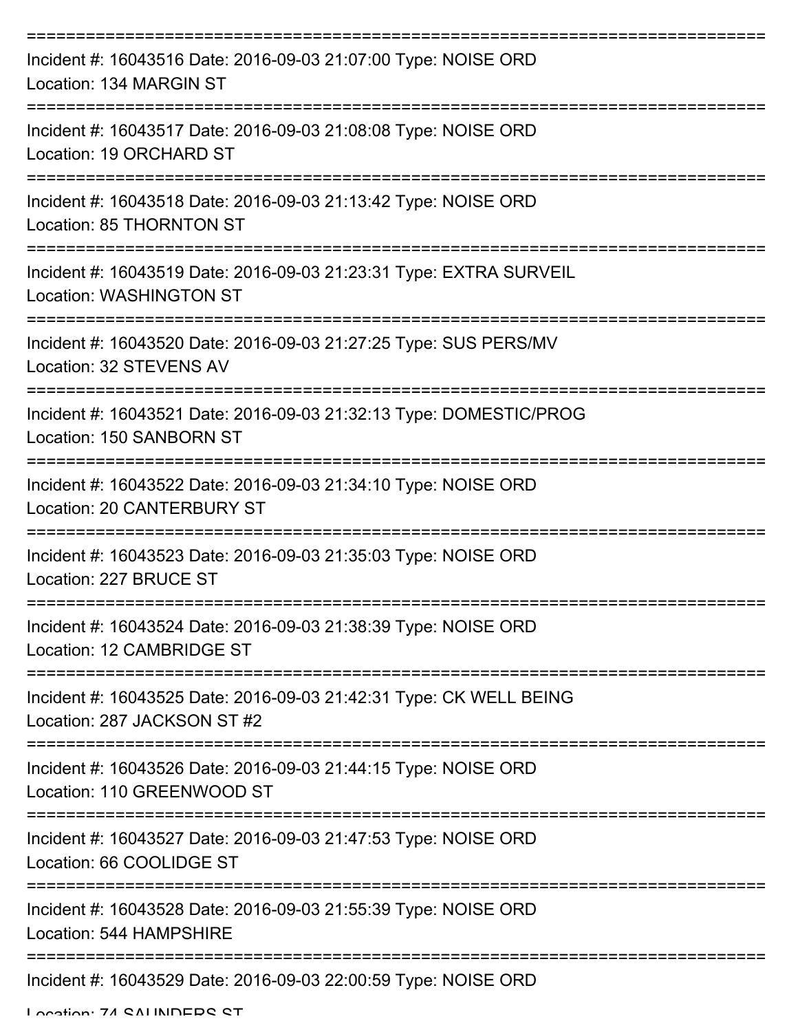===========================================================================

Incident #: 16043516 Date: 2016-09-03 21:07:00 Type: NOISE ORD

Location: 134 MARGIN ST

===========================================================================

Incident #: 16043517 Date: 2016-09-03 21:08:08 Type: NOISE ORD

Location: 19 ORCHARD ST

===========================================================================

Incident #: 16043518 Date: 2016-09-03 21:13:42 Type: NOISE ORD

Location: 85 THORNTON ST

===========================================================================

Incident #: 16043519 Date: 2016-09-03 21:23:31 Type: EXTRA SURVEIL

Location: WASHINGTON ST

===========================================================================

Incident #: 16043520 Date: 2016-09-03 21:27:25 Type: SUS PERS/MV

Location: 32 STEVENS AV

===========================================================================

Incident #: 16043521 Date: 2016-09-03 21:32:13 Type: DOMESTIC/PROG

Location: 150 SANBORN ST

===========================================================================

Incident #: 16043522 Date: 2016-09-03 21:34:10 Type: NOISE ORD

Location: 20 CANTERBURY ST

===========================================================================

Incident #: 16043523 Date: 2016-09-03 21:35:03 Type: NOISE ORD

Location: 227 BRUCE ST

===========================================================================

Incident #: 16043524 Date: 2016-09-03 21:38:39 Type: NOISE ORD

Location: 12 CAMBRIDGE ST

===========================================================================

Incident #: 16043525 Date: 2016-09-03 21:42:31 Type: CK WELL BEING

Location: 287 JACKSON ST #2

===========================================================================

Incident #: 16043526 Date: 2016-09-03 21:44:15 Type: NOISE ORD

Location: 110 GREENWOOD ST

===========================================================================

Incident #: 16043527 Date: 2016-09-03 21:47:53 Type: NOISE ORD

Location: 66 COOLIDGE ST

===========================================================================

Incident #: 16043528 Date: 2016-09-03 21:55:39 Type: NOISE ORD

Location: 544 HAMPSHIRE

===========================================================================

Incident #: 16043529 Date: 2016-09-03 22:00:59 Type: NOISE ORD

Location: 74 SAUNDERS ST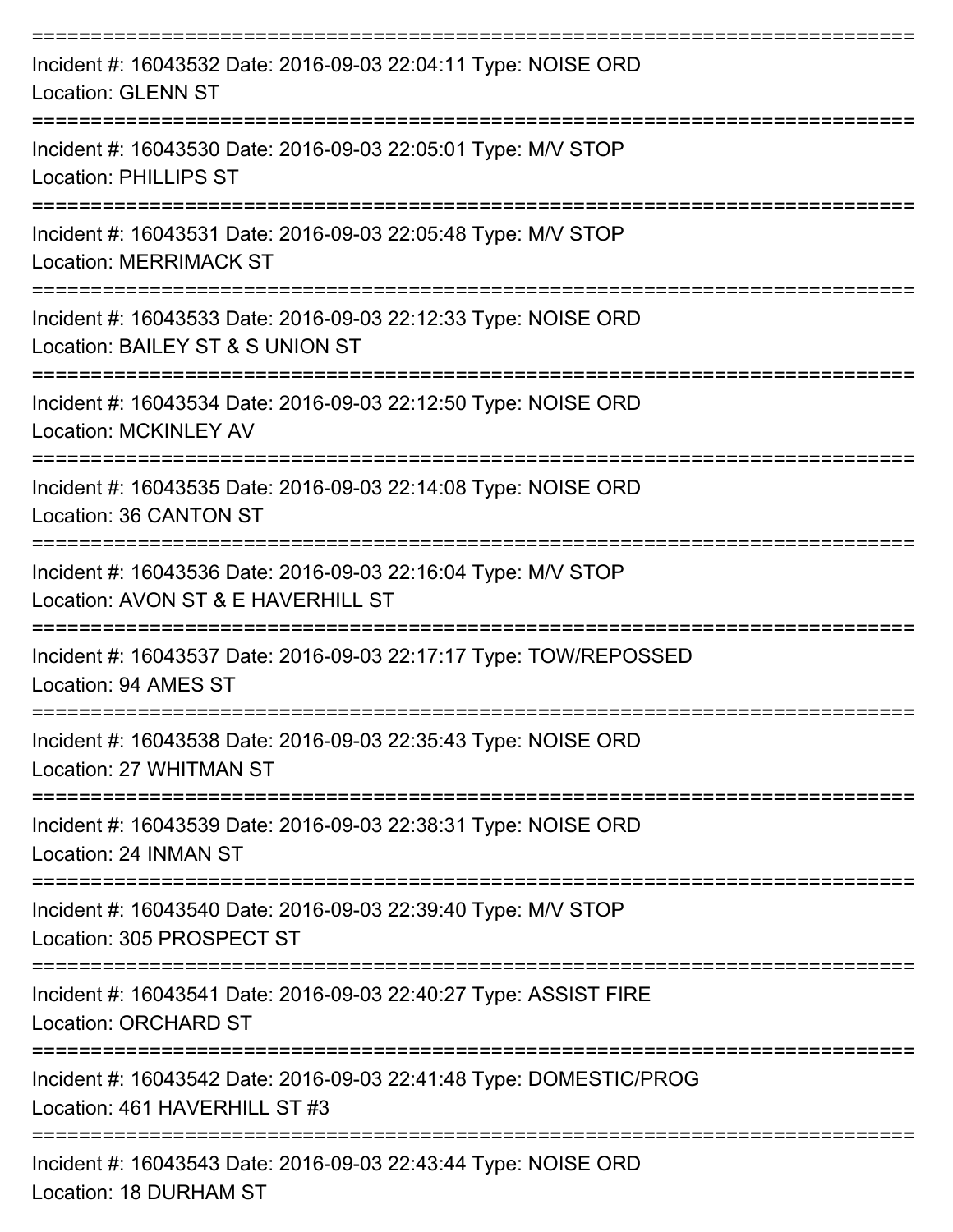===========================================================================
Incident #: 16043532 Date: 2016-09-03 22:04:11 Type: NOISE ORD
Location: GLENN ST
===========================================================================
Incident #: 16043530 Date: 2016-09-03 22:05:01 Type: M/V STOP
Location: PHILLIPS ST
===========================================================================
Incident #: 16043531 Date: 2016-09-03 22:05:48 Type: M/V STOP
Location: MERRIMACK ST
===========================================================================
Incident #: 16043533 Date: 2016-09-03 22:12:33 Type: NOISE ORD
Location: BAILEY ST & S UNION ST
===========================================================================
Incident #: 16043534 Date: 2016-09-03 22:12:50 Type: NOISE ORD
Location: MCKINLEY AV
===========================================================================
Incident #: 16043535 Date: 2016-09-03 22:14:08 Type: NOISE ORD
Location: 36 CANTON ST
===========================================================================
Incident #: 16043536 Date: 2016-09-03 22:16:04 Type: M/V STOP
Location: AVON ST & E HAVERHILL ST
===========================================================================
Incident #: 16043537 Date: 2016-09-03 22:17:17 Type: TOW/REPOSSED
Location: 94 AMES ST
===========================================================================
Incident #: 16043538 Date: 2016-09-03 22:35:43 Type: NOISE ORD
Location: 27 WHITMAN ST
===========================================================================
Incident #: 16043539 Date: 2016-09-03 22:38:31 Type: NOISE ORD
Location: 24 INMAN ST
===========================================================================
Incident #: 16043540 Date: 2016-09-03 22:39:40 Type: M/V STOP
Location: 305 PROSPECT ST
===========================================================================
Incident #: 16043541 Date: 2016-09-03 22:40:27 Type: ASSIST FIRE
Location: ORCHARD ST
===========================================================================
Incident #: 16043542 Date: 2016-09-03 22:41:48 Type: DOMESTIC/PROG
Location: 461 HAVERHILL ST #3
===========================================================================
Incident #: 16043543 Date: 2016-09-03 22:43:44 Type: NOISE ORD
Location: 18 DURHAM ST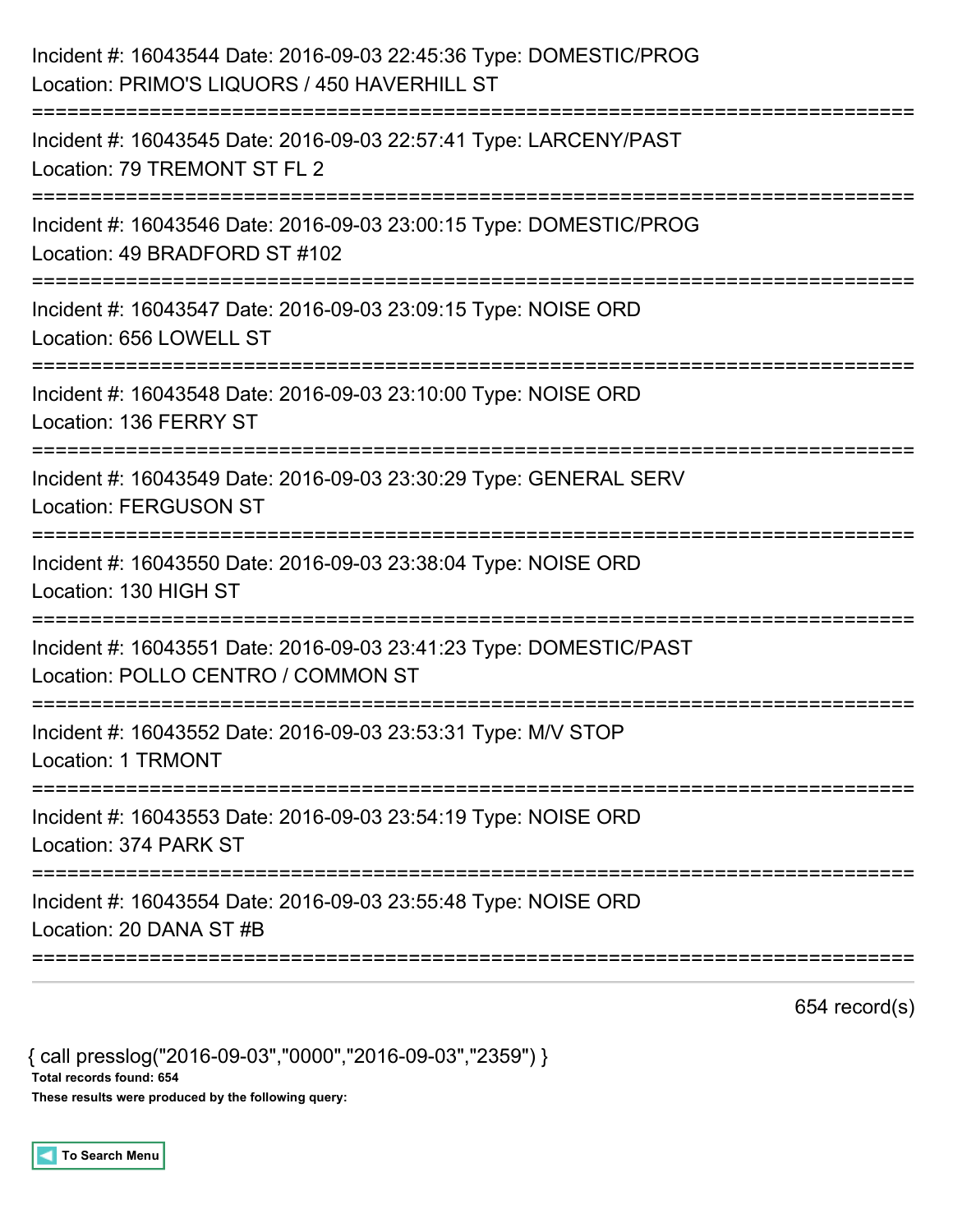Incident #: 16043544 Date: 2016-09-03 22:45:36 Type: DOMESTIC/PROG
Location: PRIMO'S LIQUORS / 450 HAVERHILL ST

===========================================================================

Incident #: 16043545 Date: 2016-09-03 22:57:41 Type: LARCENY/PAST
Location: 79 TREMONT ST FL 2

===========================================================================

Incident #: 16043546 Date: 2016-09-03 23:00:15 Type: DOMESTIC/PROG
Location: 49 BRADFORD ST #102

===========================================================================

Incident #: 16043547 Date: 2016-09-03 23:09:15 Type: NOISE ORD
Location: 656 LOWELL ST

===========================================================================

Incident #: 16043548 Date: 2016-09-03 23:10:00 Type: NOISE ORD
Location: 136 FERRY ST

===========================================================================

Incident #: 16043549 Date: 2016-09-03 23:30:29 Type: GENERAL SERV
Location: FERGUSON ST

===========================================================================

Incident #: 16043550 Date: 2016-09-03 23:38:04 Type: NOISE ORD
Location: 130 HIGH ST

===========================================================================

Incident #: 16043551 Date: 2016-09-03 23:41:23 Type: DOMESTIC/PAST
Location: POLLO CENTRO / COMMON ST

===========================================================================

Incident #: 16043552 Date: 2016-09-03 23:53:31 Type: M/V STOP
Location: 1 TRMONT

===========================================================================

Incident #: 16043553 Date: 2016-09-03 23:54:19 Type: NOISE ORD
Location: 374 PARK ST

===========================================================================

Incident #: 16043554 Date: 2016-09-03 23:55:48 Type: NOISE ORD
Location: 20 DANA ST #B

===========================================================================

654 record(s)

{ call presslog("2016-09-03","0000","2016-09-03","2359") }

**Total records found: 654**

**These results were produced by the following query:**

To Search Menu